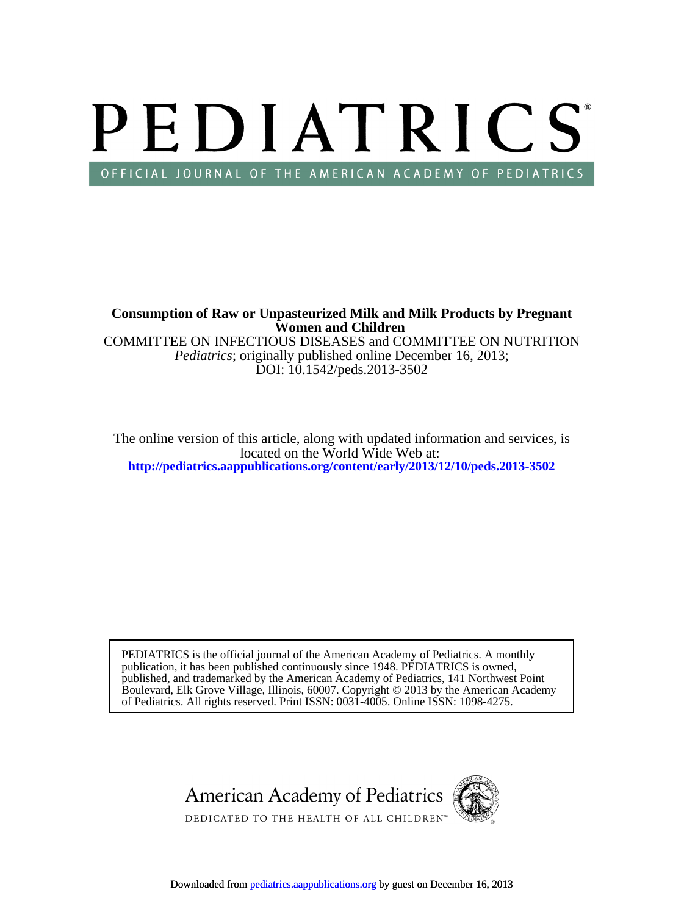# PEDIATRICS®

OFFICIAL JOURNAL OF THE AMERICAN ACADEMY OF PEDIATRICS

**Consumption of Raw or Unpasteurized Milk and Milk Products by Pregnant Women and Children**

COMMITTEE ON INFECTIOUS DISEASES and COMMITTEE ON NUTRITION

*Pediatrics*; originally published online December 16, 2013;

DOI: 10.1542/peds.2013-3502

The online version of this article, along with updated information and services, is located on the World Wide Web at:

**http://pediatrics.aappublications.org/content/early/2013/12/10/peds.2013-3502**

PEDIATRICS is the official journal of the American Academy of Pediatrics. A monthly publication, it has been published continuously since 1948. PEDIATRICS is owned, published, and trademarked by the American Academy of Pediatrics, 141 Northwest Point Boulevard, Elk Grove Village, Illinois, 60007. Copyright © 2013 by the American Academy of Pediatrics. All rights reserved. Print ISSN: 0031-4005. Online ISSN: 1098-4275.

American Academy of Pediatrics

DEDICATED TO THE HEALTH OF ALL CHILDREN™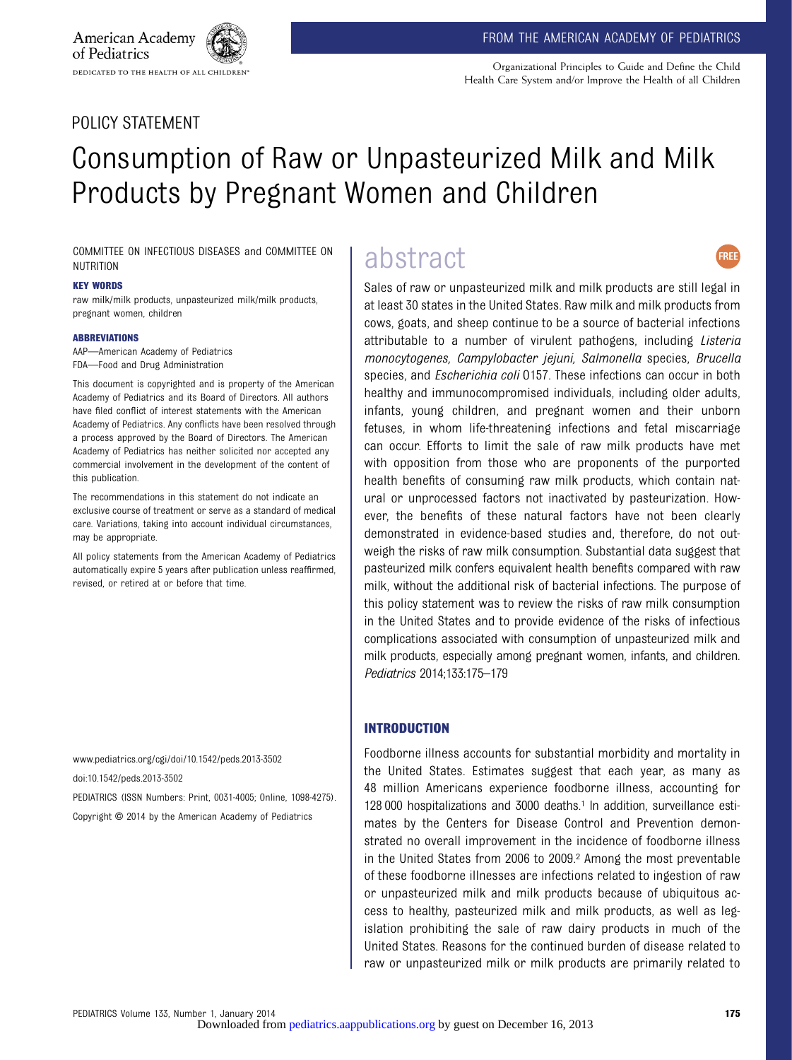# POLICY STATEMENT

# Consumption of Raw or Unpasteurized Milk and Milk Products by Pregnant Women and Children

COMMITTEE ON INFECTIOUS DISEASES and COMMITTEE ON NUTRITION

**KEY WORDS**

raw milk/milk products, unpasteurized milk/milk products, pregnant women, children

**ABBREVIATIONS**

AAP—American Academy of Pediatrics
FDA—Food and Drug Administration

This document is copyrighted and is property of the American Academy of Pediatrics and its Board of Directors. All authors have filed conflict of interest statements with the American Academy of Pediatrics. Any conflicts have been resolved through a process approved by the Board of Directors. The American Academy of Pediatrics has neither solicited nor accepted any commercial involvement in the development of the content of this publication.

The recommendations in this statement do not indicate an exclusive course of treatment or serve as a standard of medical care. Variations, taking into account individual circumstances, may be appropriate.

All policy statements from the American Academy of Pediatrics automatically expire 5 years after publication unless reaffirmed, revised, or retired at or before that time.

www.pediatrics.org/cgi/doi/10.1542/peds.2013-3502

doi:10.1542/peds.2013-3502

PEDIATRICS (ISSN Numbers: Print, 0031-4005; Online, 1098-4275).

Copyright © 2014 by the American Academy of Pediatrics

## abstract

Sales of raw or unpasteurized milk and milk products are still legal in at least 30 states in the United States. Raw milk and milk products from cows, goats, and sheep continue to be a source of bacterial infections attributable to a number of virulent pathogens, including *Listeria monocytogenes, Campylobacter jejuni, Salmonella* species, *Brucella* species, and *Escherichia coli* O157. These infections can occur in both healthy and immunocompromised individuals, including older adults, infants, young children, and pregnant women and their unborn fetuses, in whom life-threatening infections and fetal miscarriage can occur. Efforts to limit the sale of raw milk products have met with opposition from those who are proponents of the purported health benefits of consuming raw milk products, which contain natural or unprocessed factors not inactivated by pasteurization. However, the benefits of these natural factors have not been clearly demonstrated in evidence-based studies and, therefore, do not outweigh the risks of raw milk consumption. Substantial data suggest that pasteurized milk confers equivalent health benefits compared with raw milk, without the additional risk of bacterial infections. The purpose of this policy statement was to review the risks of raw milk consumption in the United States and to provide evidence of the risks of infectious complications associated with consumption of unpasteurized milk and milk products, especially among pregnant women, infants, and children. *Pediatrics* 2014;133:175–179

## INTRODUCTION

Foodborne illness accounts for substantial morbidity and mortality in the United States. Estimates suggest that each year, as many as 48 million Americans experience foodborne illness, accounting for 128 000 hospitalizations and 3000 deaths.[1] In addition, surveillance estimates by the Centers for Disease Control and Prevention demonstrated no overall improvement in the incidence of foodborne illness in the United States from 2006 to 2009.[2] Among the most preventable of these foodborne illnesses are infections related to ingestion of raw or unpasteurized milk and milk products because of ubiquitous access to healthy, pasteurized milk and milk products, as well as legislation prohibiting the sale of raw dairy products in much of the United States. Reasons for the continued burden of disease related to raw or unpasteurized milk or milk products are primarily related to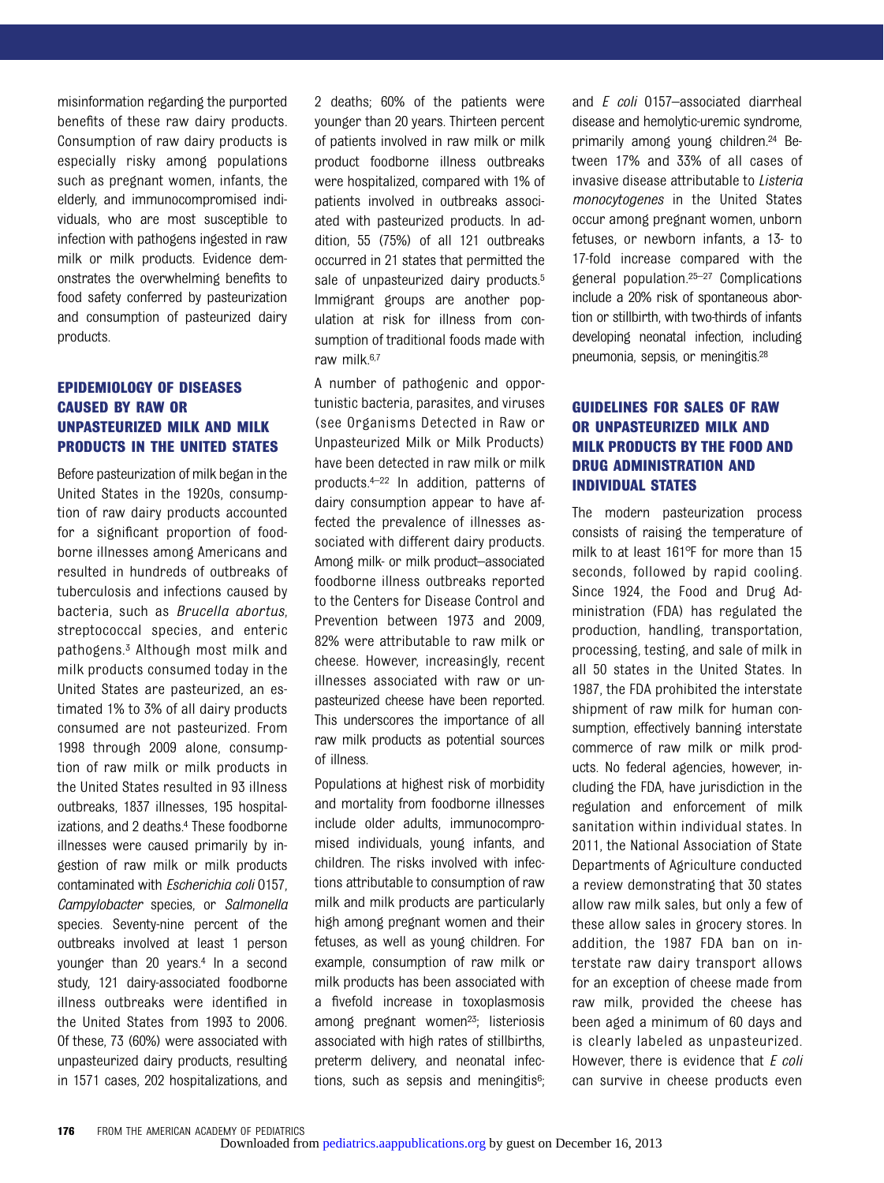misinformation regarding the purported benefits of these raw dairy products. Consumption of raw dairy products is especially risky among populations such as pregnant women, infants, the elderly, and immunocompromised individuals, who are most susceptible to infection with pathogens ingested in raw milk or milk products. Evidence demonstrates the overwhelming benefits to food safety conferred by pasteurization and consumption of pasteurized dairy products.

## EPIDEMIOLOGY OF DISEASES CAUSED BY RAW OR UNPASTEURIZED MILK AND MILK PRODUCTS IN THE UNITED STATES

Before pasteurization of milk began in the United States in the 1920s, consumption of raw dairy products accounted for a significant proportion of foodborne illnesses among Americans and resulted in hundreds of outbreaks of tuberculosis and infections caused by bacteria, such as *Brucella abortus*, streptococcal species, and enteric pathogens.[3] Although most milk and milk products consumed today in the United States are pasteurized, an estimated 1% to 3% of all dairy products consumed are not pasteurized. From 1998 through 2009 alone, consumption of raw milk or milk products in the United States resulted in 93 illness outbreaks, 1837 illnesses, 195 hospitalizations, and 2 deaths.[4] These foodborne illnesses were caused primarily by ingestion of raw milk or milk products contaminated with *Escherichia coli* O157, *Campylobacter* species, or *Salmonella* species. Seventy-nine percent of the outbreaks involved at least 1 person younger than 20 years.[4] In a second study, 121 dairy-associated foodborne illness outbreaks were identified in the United States from 1993 to 2006. Of these, 73 (60%) were associated with unpasteurized dairy products, resulting in 1571 cases, 202 hospitalizations, and 2 deaths; 60% of the patients were younger than 20 years. Thirteen percent of patients involved in raw milk or milk product foodborne illness outbreaks were hospitalized, compared with 1% of patients involved in outbreaks associated with pasteurized products. In addition, 55 (75%) of all 121 outbreaks occurred in 21 states that permitted the sale of unpasteurized dairy products.[5] Immigrant groups are another population at risk for illness from consumption of traditional foods made with raw milk.[6,7]

A number of pathogenic and opportunistic bacteria, parasites, and viruses (see Organisms Detected in Raw or Unpasteurized Milk or Milk Products) have been detected in raw milk or milk products.[4–22] In addition, patterns of dairy consumption appear to have affected the prevalence of illnesses associated with different dairy products. Among milk- or milk product–associated foodborne illness outbreaks reported to the Centers for Disease Control and Prevention between 1973 and 2009, 82% were attributable to raw milk or cheese. However, increasingly, recent illnesses associated with raw or unpasteurized cheese have been reported. This underscores the importance of all raw milk products as potential sources of illness.

Populations at highest risk of morbidity and mortality from foodborne illnesses include older adults, immunocompromised individuals, young infants, and children. The risks involved with infections attributable to consumption of raw milk and milk products are particularly high among pregnant women and their fetuses, as well as young children. For example, consumption of raw milk or milk products has been associated with a fivefold increase in toxoplasmosis among pregnant women[23]; listeriosis associated with high rates of stillbirths, preterm delivery, and neonatal infections, such as sepsis and meningitis[6]; and *E coli* O157–associated diarrheal disease and hemolytic-uremic syndrome, primarily among young children.[24] Between 17% and 33% of all cases of invasive disease attributable to *Listeria monocytogenes* in the United States occur among pregnant women, unborn fetuses, or newborn infants, a 13- to 17-fold increase compared with the general population.[25–27] Complications include a 20% risk of spontaneous abortion or stillbirth, with two-thirds of infants developing neonatal infection, including pneumonia, sepsis, or meningitis.[28]

## GUIDELINES FOR SALES OF RAW OR UNPASTEURIZED MILK AND MILK PRODUCTS BY THE FOOD AND DRUG ADMINISTRATION AND INDIVIDUAL STATES

The modern pasteurization process consists of raising the temperature of milk to at least 161°F for more than 15 seconds, followed by rapid cooling. Since 1924, the Food and Drug Administration (FDA) has regulated the production, handling, transportation, processing, testing, and sale of milk in all 50 states in the United States. In 1987, the FDA prohibited the interstate shipment of raw milk for human consumption, effectively banning interstate commerce of raw milk or milk products. No federal agencies, however, including the FDA, have jurisdiction in the regulation and enforcement of milk sanitation within individual states. In 2011, the National Association of State Departments of Agriculture conducted a review demonstrating that 30 states allow raw milk sales, but only a few of these allow sales in grocery stores. In addition, the 1987 FDA ban on interstate raw dairy transport allows for an exception of cheese made from raw milk, provided the cheese has been aged a minimum of 60 days and is clearly labeled as unpasteurized. However, there is evidence that *E coli* can survive in cheese products even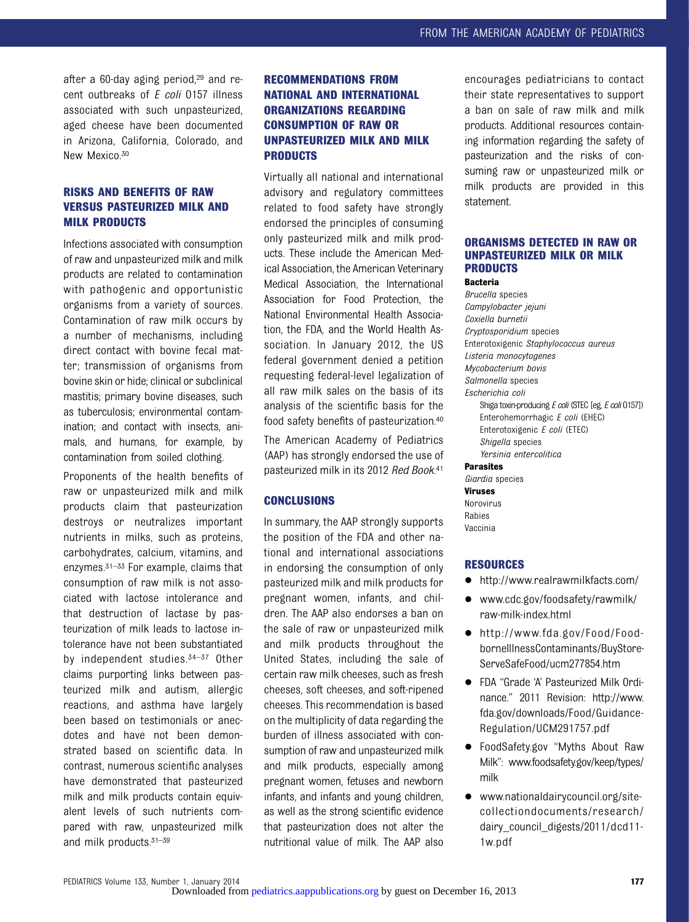after a 60-day aging period,[29] and recent outbreaks of *E coli* O157 illness associated with such unpasteurized, aged cheese have been documented in Arizona, California, Colorado, and New Mexico.[30]

## RISKS AND BENEFITS OF RAW VERSUS PASTEURIZED MILK AND MILK PRODUCTS

Infections associated with consumption of raw and unpasteurized milk and milk products are related to contamination with pathogenic and opportunistic organisms from a variety of sources. Contamination of raw milk occurs by a number of mechanisms, including direct contact with bovine fecal matter; transmission of organisms from bovine skin or hide; clinical or subclinical mastitis; primary bovine diseases, such as tuberculosis; environmental contamination; and contact with insects, animals, and humans, for example, by contamination from soiled clothing.

Proponents of the health benefits of raw or unpasteurized milk and milk products claim that pasteurization destroys or neutralizes important nutrients in milks, such as proteins, carbohydrates, calcium, vitamins, and enzymes.[31–33] For example, claims that consumption of raw milk is not associated with lactose intolerance and that destruction of lactase by pasteurization of milk leads to lactose intolerance have not been substantiated by independent studies.[34–37] Other claims purporting links between pasteurized milk and autism, allergic reactions, and asthma have largely been based on testimonials or anecdotes and have not been demonstrated based on scientific data. In contrast, numerous scientific analyses have demonstrated that pasteurized milk and milk products contain equivalent levels of such nutrients compared with raw, unpasteurized milk and milk products.[31–39]

## RECOMMENDATIONS FROM NATIONAL AND INTERNATIONAL ORGANIZATIONS REGARDING CONSUMPTION OF RAW OR UNPASTEURIZED MILK AND MILK PRODUCTS

Virtually all national and international advisory and regulatory committees related to food safety have strongly endorsed the principles of consuming only pasteurized milk and milk products. These include the American Medical Association, the American Veterinary Medical Association, the International Association for Food Protection, the National Environmental Health Association, the FDA, and the World Health Association. In January 2012, the US federal government denied a petition requesting federal-level legalization of all raw milk sales on the basis of its analysis of the scientific basis for the food safety benefits of pasteurization.[40]

The American Academy of Pediatrics (AAP) has strongly endorsed the use of pasteurized milk in its 2012 *Red Book*.[41]

## CONCLUSIONS

In summary, the AAP strongly supports the position of the FDA and other national and international associations in endorsing the consumption of only pasteurized milk and milk products for pregnant women, infants, and children. The AAP also endorses a ban on the sale of raw or unpasteurized milk and milk products throughout the United States, including the sale of certain raw milk cheeses, such as fresh cheeses, soft cheeses, and soft-ripened cheeses. This recommendation is based on the multiplicity of data regarding the burden of illness associated with consumption of raw and unpasteurized milk and milk products, especially among pregnant women, fetuses and newborn infants, and infants and young children, as well as the strong scientific evidence that pasteurization does not alter the nutritional value of milk. The AAP also encourages pediatricians to contact their state representatives to support a ban on sale of raw milk and milk products. Additional resources containing information regarding the safety of pasteurization and the risks of consuming raw or unpasteurized milk or milk products are provided in this statement.

## ORGANISMS DETECTED IN RAW OR UNPASTEURIZED MILK OR MILK PRODUCTS

**Bacteria**

*Brucella* species
*Campylobacter jejuni*
*Coxiella burnetii*
*Cryptosporidium* species
Enterotoxigenic *Staphylococcus aureus*
*Listeria monocytogenes*
*Mycobacterium bovis*
*Salmonella* species
*Escherichia coli*
- Shiga toxin-producing *E coli* (STEC [eg, *E coli* O157])
- Enterohemorrhagic *E coli* (EHEC)
- Enterotoxigenic *E coli* (ETEC)
- *Shigella* species
- *Yersinia entercolitica*

**Parasites**

*Giardia* species

**Viruses**

Norovirus
Rabies
Vaccinia

## RESOURCES

- http://www.realrawmilkfacts.com/
- www.cdc.gov/foodsafety/rawmilk/raw-milk-index.html
- http://www.fda.gov/Food/FoodborneIllnessContaminants/BuyStoreServeSafeFood/ucm277854.htm
- FDA "Grade 'A' Pasteurized Milk Ordinance." 2011 Revision: http://www.fda.gov/downloads/Food/GuidanceRegulation/UCM291757.pdf
- FoodSafety.gov "Myths About Raw Milk": www.foodsafety.gov/keep/types/milk
- www.nationaldairycouncil.org/sitecollectiondocuments/research/dairy_council_digests/2011/dcd11-1w.pdf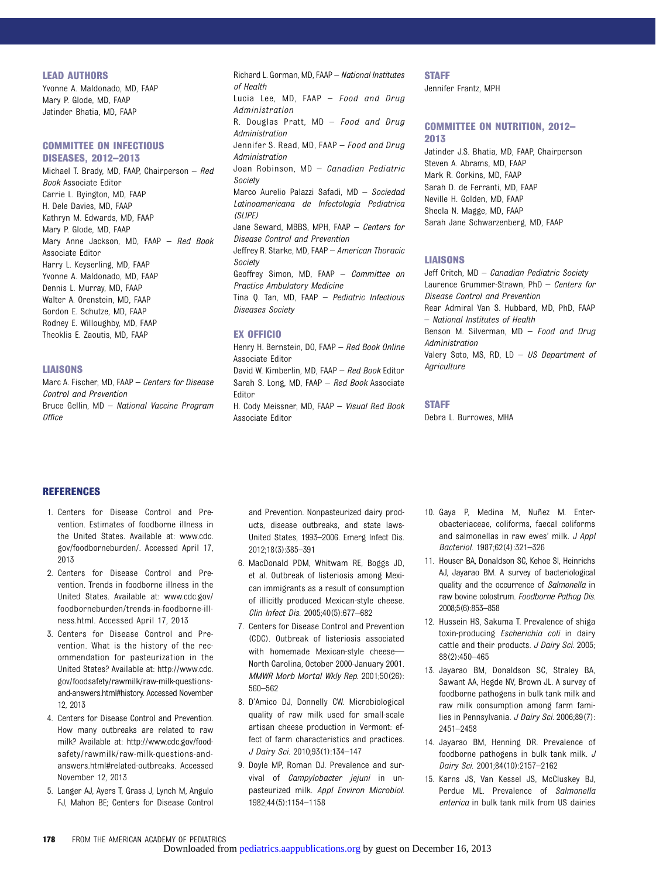### LEAD AUTHORS

Yvonne A. Maldonado, MD, FAAP
Mary P. Glode, MD, FAAP
Jatinder Bhatia, MD, FAAP

### COMMITTEE ON INFECTIOUS DISEASES, 2012–2013

Michael T. Brady, MD, FAAP, Chairperson – *Red Book* Associate Editor
Carrie L. Byington, MD, FAAP
H. Dele Davies, MD, FAAP
Kathryn M. Edwards, MD, FAAP
Mary P. Glode, MD, FAAP
Mary Anne Jackson, MD, FAAP – *Red Book* Associate Editor
Harry L. Keyserling, MD, FAAP
Yvonne A. Maldonado, MD, FAAP
Dennis L. Murray, MD, FAAP
Walter A. Orenstein, MD, FAAP
Gordon E. Schutze, MD, FAAP
Rodney E. Willoughby, MD, FAAP
Theoklis E. Zaoutis, MD, FAAP

### LIAISONS

Marc A. Fischer, MD, FAAP – *Centers for Disease Control and Prevention*
Bruce Gellin, MD – *National Vaccine Program Office*
Richard L. Gorman, MD, FAAP – *National Institutes of Health*
Lucia Lee, MD, FAAP – *Food and Drug Administration*
R. Douglas Pratt, MD – *Food and Drug Administration*
Jennifer S. Read, MD, FAAP – *Food and Drug Administration*
Joan Robinson, MD – *Canadian Pediatric Society*
Marco Aurelio Palazzi Safadi, MD – *Sociedad Latinoamericana de Infectologia Pediatrica (SLIPE)*
Jane Seward, MBBS, MPH, FAAP – *Centers for Disease Control and Prevention*
Jeffrey R. Starke, MD, FAAP – *American Thoracic Society*
Geoffrey Simon, MD, FAAP – *Committee on Practice Ambulatory Medicine*
Tina Q. Tan, MD, FAAP – *Pediatric Infectious Diseases Society*

### EX OFFICIO

Henry H. Bernstein, DO, FAAP – *Red Book Online* Associate Editor
David W. Kimberlin, MD, FAAP – *Red Book* Editor
Sarah S. Long, MD, FAAP – *Red Book* Associate Editor
H. Cody Meissner, MD, FAAP – *Visual Red Book* Associate Editor

### STAFF

Jennifer Frantz, MPH

### COMMITTEE ON NUTRITION, 2012–2013

Jatinder J.S. Bhatia, MD, FAAP, Chairperson
Steven A. Abrams, MD, FAAP
Mark R. Corkins, MD, FAAP
Sarah D. de Ferranti, MD, FAAP
Neville H. Golden, MD, FAAP
Sheela N. Magge, MD, FAAP
Sarah Jane Schwarzenberg, MD, FAAP

### LIAISONS

Jeff Critch, MD – *Canadian Pediatric Society*
Laurence Grummer-Strawn, PhD – *Centers for Disease Control and Prevention*
Rear Admiral Van S. Hubbard, MD, PhD, FAAP – *National Institutes of Health*
Benson M. Silverman, MD – *Food and Drug Administration*
Valery Soto, MS, RD, LD – *US Department of Agriculture*

### STAFF

Debra L. Burrowes, MHA

## REFERENCES

1. Centers for Disease Control and Prevention. Estimates of foodborne illness in the United States. Available at: www.cdc.gov/foodborneburden/. Accessed April 17, 2013
2. Centers for Disease Control and Prevention. Trends in foodborne illness in the United States. Available at: www.cdc.gov/foodborneburden/trends-in-foodborne-illness.html. Accessed April 17, 2013
3. Centers for Disease Control and Prevention. What is the history of the recommendation for pasteurization in the United States? Available at: http://www.cdc.gov/foodsafety/rawmilk/raw-milk-questions-and-answers.html#history. Accessed November 12, 2013
4. Centers for Disease Control and Prevention. How many outbreaks are related to raw milk? Available at: http://www.cdc.gov/foodsafety/rawmilk/raw-milk-questions-and-answers.html#related-outbreaks. Accessed November 12, 2013
5. Langer AJ, Ayers T, Grass J, Lynch M, Angulo FJ, Mahon BE; Centers for Disease Control and Prevention. Nonpasteurized dairy products, disease outbreaks, and state laws-United States, 1993–2006. Emerg Infect Dis. 2012;18(3):385–391
6. MacDonald PDM, Whitwam RE, Boggs JD, et al. Outbreak of listeriosis among Mexican immigrants as a result of consumption of illicitly produced Mexican-style cheese. *Clin Infect Dis.* 2005;40(5):677–682
7. Centers for Disease Control and Prevention (CDC). Outbreak of listeriosis associated with homemade Mexican-style cheese—North Carolina, October 2000-January 2001. *MMWR Morb Mortal Wkly Rep.* 2001;50(26):560–562
8. D'Amico DJ, Donnelly CW. Microbiological quality of raw milk used for small-scale artisan cheese production in Vermont: effect of farm characteristics and practices. *J Dairy Sci.* 2010;93(1):134–147
9. Doyle MP, Roman DJ. Prevalence and survival of *Campylobacter jejuni* in unpasteurized milk. *Appl Environ Microbiol.* 1982;44(5):1154–1158
10. Gaya P, Medina M, Nuñez M. Enterobacteriaceae, coliforms, faecal coliforms and salmonellas in raw ewes' milk. *J Appl Bacteriol.* 1987;62(4):321–326
11. Houser BA, Donaldson SC, Kehoe SI, Heinrichs AJ, Jayarao BM. A survey of bacteriological quality and the occurrence of *Salmonella* in raw bovine colostrum. *Foodborne Pathog Dis.* 2008;5(6):853–858
12. Hussein HS, Sakuma T. Prevalence of shiga toxin-producing *Escherichia coli* in dairy cattle and their products. *J Dairy Sci.* 2005;88(2):450–465
13. Jayarao BM, Donaldson SC, Straley BA, Sawant AA, Hegde NV, Brown JL. A survey of foodborne pathogens in bulk tank milk and raw milk consumption among farm families in Pennsylvania. *J Dairy Sci.* 2006;89(7):2451–2458
14. Jayarao BM, Henning DR. Prevalence of foodborne pathogens in bulk tank milk. *J Dairy Sci.* 2001;84(10):2157–2162
15. Karns JS, Van Kessel JS, McCluskey BJ, Perdue ML. Prevalence of *Salmonella enterica* in bulk tank milk from US dairies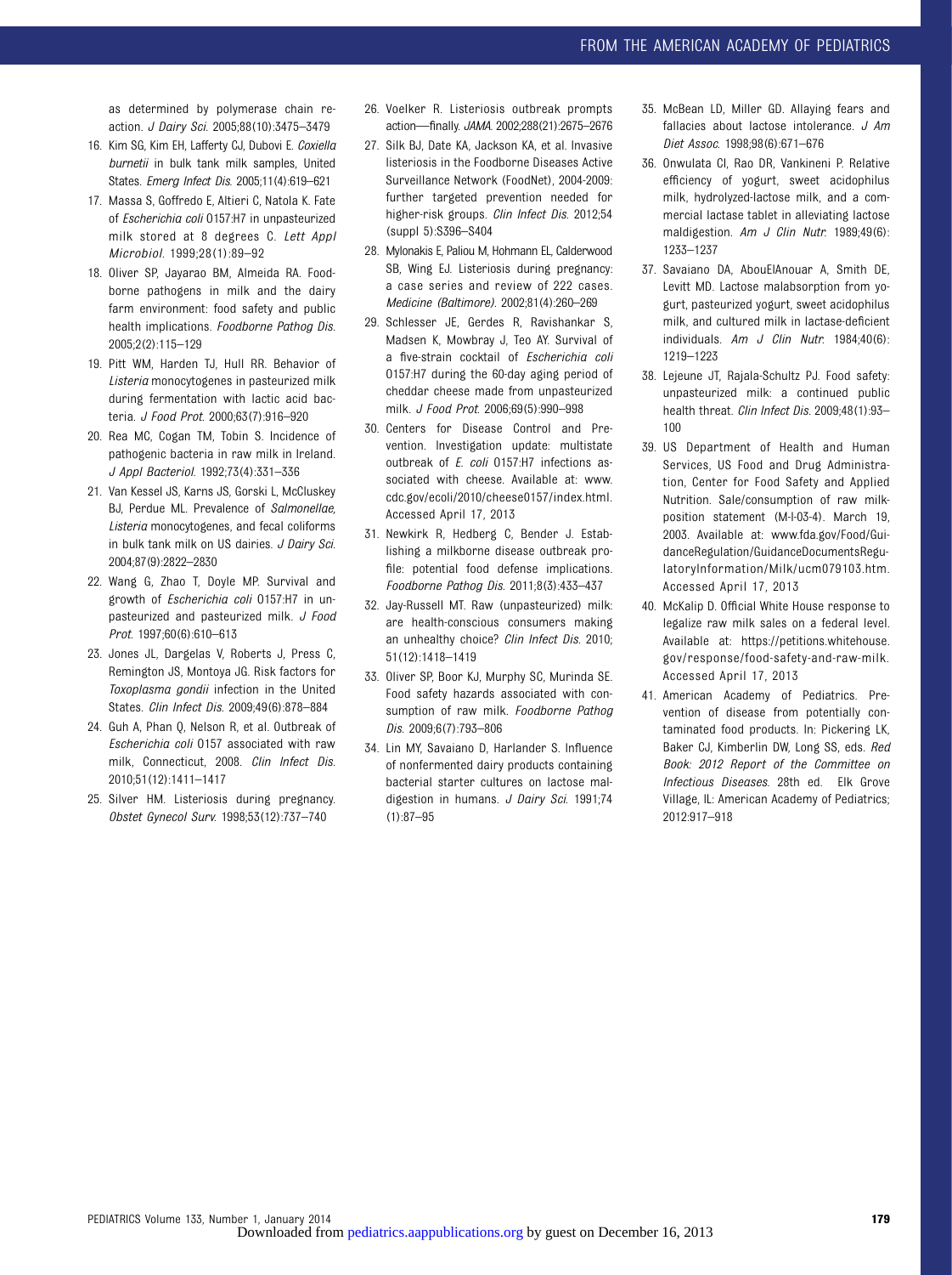as determined by polymerase chain reaction. *J Dairy Sci*. 2005;88(10):3475–3479

16. Kim SG, Kim EH, Lafferty CJ, Dubovi E. *Coxiella burnetii* in bulk tank milk samples, United States. *Emerg Infect Dis*. 2005;11(4):619–621
17. Massa S, Goffredo E, Altieri C, Natola K. Fate of *Escherichia coli* O157:H7 in unpasteurized milk stored at 8 degrees C. *Lett Appl Microbiol*. 1999;28(1):89–92
18. Oliver SP, Jayarao BM, Almeida RA. Foodborne pathogens in milk and the dairy farm environment: food safety and public health implications. *Foodborne Pathog Dis*. 2005;2(2):115–129
19. Pitt WM, Harden TJ, Hull RR. Behavior of *Listeria* monocytogenes in pasteurized milk during fermentation with lactic acid bacteria. *J Food Prot*. 2000;63(7):916–920
20. Rea MC, Cogan TM, Tobin S. Incidence of pathogenic bacteria in raw milk in Ireland. *J Appl Bacteriol*. 1992;73(4):331–336
21. Van Kessel JS, Karns JS, Gorski L, McCluskey BJ, Perdue ML. Prevalence of *Salmonellae*, *Listeria* monocytogenes, and fecal coliforms in bulk tank milk on US dairies. *J Dairy Sci*. 2004;87(9):2822–2830
22. Wang G, Zhao T, Doyle MP. Survival and growth of *Escherichia coli* O157:H7 in unpasteurized and pasteurized milk. *J Food Prot*. 1997;60(6):610–613
23. Jones JL, Dargelas V, Roberts J, Press C, Remington JS, Montoya JG. Risk factors for *Toxoplasma gondii* infection in the United States. *Clin Infect Dis*. 2009;49(6):878–884
24. Guh A, Phan Q, Nelson R, et al. Outbreak of *Escherichia coli* O157 associated with raw milk, Connecticut, 2008. *Clin Infect Dis*. 2010;51(12):1411–1417
25. Silver HM. Listeriosis during pregnancy. *Obstet Gynecol Surv*. 1998;53(12):737–740
26. Voelker R. Listeriosis outbreak prompts action—finally. *JAMA*. 2002;288(21):2675–2676
27. Silk BJ, Date KA, Jackson KA, et al. Invasive listeriosis in the Foodborne Diseases Active Surveillance Network (FoodNet), 2004-2009: further targeted prevention needed for higher-risk groups. *Clin Infect Dis*. 2012;54 (suppl 5):S396–S404
28. Mylonakis E, Paliou M, Hohmann EL, Calderwood SB, Wing EJ. Listeriosis during pregnancy: a case series and review of 222 cases. *Medicine (Baltimore)*. 2002;81(4):260–269
29. Schlesser JE, Gerdes R, Ravishankar S, Madsen K, Mowbray J, Teo AY. Survival of a five-strain cocktail of *Escherichia coli* O157:H7 during the 60-day aging period of cheddar cheese made from unpasteurized milk. *J Food Prot*. 2006;69(5):990–998
30. Centers for Disease Control and Prevention. Investigation update: multistate outbreak of *E. coli* O157:H7 infections associated with cheese. Available at: www.cdc.gov/ecoli/2010/cheese0157/index.html. Accessed April 17, 2013
31. Newkirk R, Hedberg C, Bender J. Establishing a milkborne disease outbreak profile: potential food defense implications. *Foodborne Pathog Dis*. 2011;8(3):433–437
32. Jay-Russell MT. Raw (unpasteurized) milk: are health-conscious consumers making an unhealthy choice? *Clin Infect Dis*. 2010; 51(12):1418–1419
33. Oliver SP, Boor KJ, Murphy SC, Murinda SE. Food safety hazards associated with consumption of raw milk. *Foodborne Pathog Dis*. 2009;6(7):793–806
34. Lin MY, Savaiano D, Harlander S. Influence of nonfermented dairy products containing bacterial starter cultures on lactose maldigestion in humans. *J Dairy Sci*. 1991;74 (1):87–95
35. McBean LD, Miller GD. Allaying fears and fallacies about lactose intolerance. *J Am Diet Assoc*. 1998;98(6):671–676
36. Onwulata CI, Rao DR, Vankineni P. Relative efficiency of yogurt, sweet acidophilus milk, hydrolyzed-lactose milk, and a commercial lactase tablet in alleviating lactose maldigestion. *Am J Clin Nutr*. 1989;49(6): 1233–1237
37. Savaiano DA, AbouElAnouar A, Smith DE, Levitt MD. Lactose malabsorption from yogurt, pasteurized yogurt, sweet acidophilus milk, and cultured milk in lactase-deficient individuals. *Am J Clin Nutr*. 1984;40(6): 1219–1223
38. Lejeune JT, Rajala-Schultz PJ. Food safety: unpasteurized milk: a continued public health threat. *Clin Infect Dis*. 2009;48(1):93–100
39. US Department of Health and Human Services, US Food and Drug Administration, Center for Food Safety and Applied Nutrition. Sale/consumption of raw milk-position statement (M-I-03-4). March 19, 2003. Available at: www.fda.gov/Food/GuidanceRegulation/GuidanceDocumentsRegulatoryInformation/Milk/ucm079103.htm. Accessed April 17, 2013
40. McKalip D. Official White House response to legalize raw milk sales on a federal level. Available at: https://petitions.whitehouse.gov/response/food-safety-and-raw-milk. Accessed April 17, 2013
41. American Academy of Pediatrics. Prevention of disease from potentially contaminated food products. In: Pickering LK, Baker CJ, Kimberlin DW, Long SS, eds. *Red Book: 2012 Report of the Committee on Infectious Diseases*. 28th ed. Elk Grove Village, IL: American Academy of Pediatrics; 2012:917–918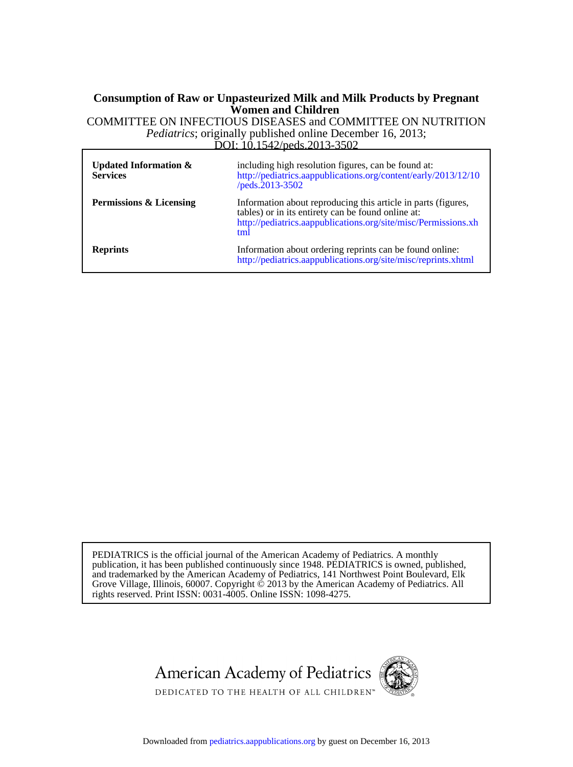**Consumption of Raw or Unpasteurized Milk and Milk Products by Pregnant Women and Children**

COMMITTEE ON INFECTIOUS DISEASES and COMMITTEE ON NUTRITION

*Pediatrics*; originally published online December 16, 2013;

DOI: 10.1542/peds.2013-3502

| | |
|---|---|
| **Updated Information & Services** | including high resolution figures, can be found at: http://pediatrics.aappublications.org/content/early/2013/12/10/peds.2013-3502 |
| **Permissions & Licensing** | Information about reproducing this article in parts (figures, tables) or in its entirety can be found online at: http://pediatrics.aappublications.org/site/misc/Permissions.xhtml |
| **Reprints** | Information about ordering reprints can be found online: http://pediatrics.aappublications.org/site/misc/reprints.xhtml |

PEDIATRICS is the official journal of the American Academy of Pediatrics. A monthly publication, it has been published continuously since 1948. PEDIATRICS is owned, published, and trademarked by the American Academy of Pediatrics, 141 Northwest Point Boulevard, Elk Grove Village, Illinois, 60007. Copyright © 2013 by the American Academy of Pediatrics. All rights reserved. Print ISSN: 0031-4005. Online ISSN: 1098-4275.

American Academy of Pediatrics

DEDICATED TO THE HEALTH OF ALL CHILDREN™